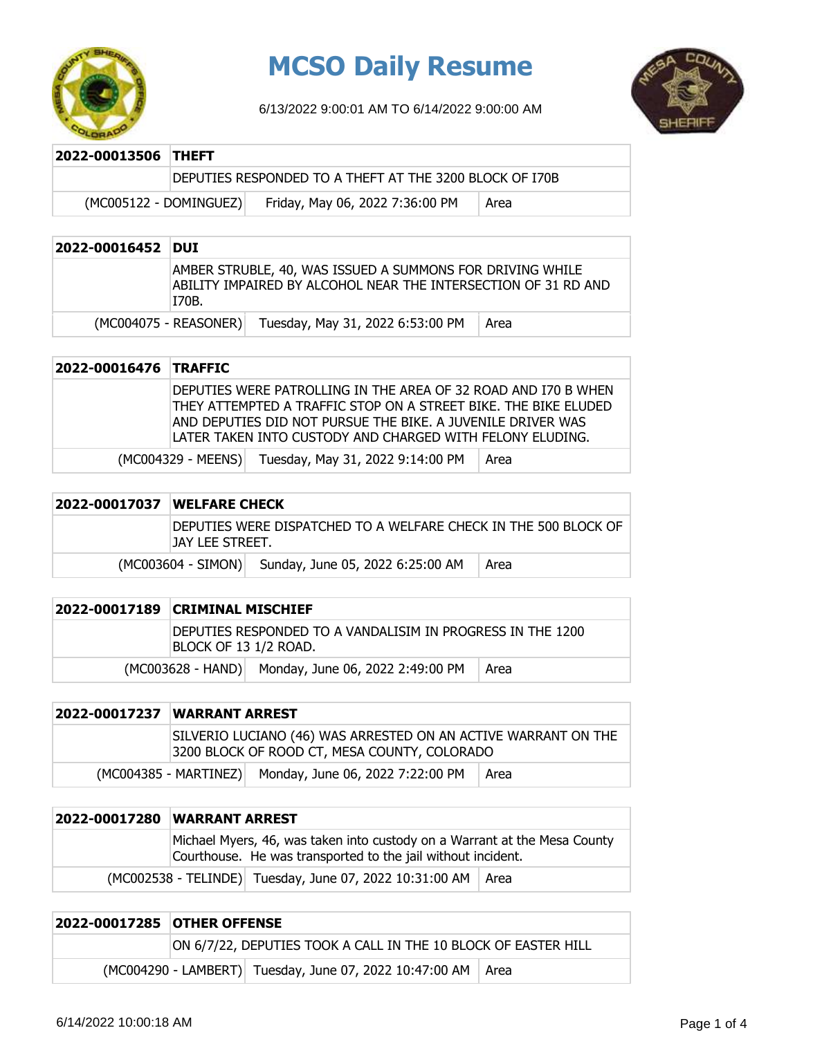# MCSO Daily Resume

6/13/2022 9:00:01 AM TO 6/14/2022 9:00:00 AM

| **2022-00013506** | **THEFT** | |
|---|---|---|
| | DEPUTIES RESPONDED TO A THEFT AT THE 3200 BLOCK OF I70B | |
| (MC005122 - DOMINGUEZ) | Friday, May 06, 2022 7:36:00 PM | Area |

| **2022-00016452** | **DUI** | |
|---|---|---|
| | AMBER STRUBLE, 40, WAS ISSUED A SUMMONS FOR DRIVING WHILE ABILITY IMPAIRED BY ALCOHOL NEAR THE INTERSECTION OF 31 RD AND I70B. | |
| (MC004075 - REASONER) | Tuesday, May 31, 2022 6:53:00 PM | Area |

| **2022-00016476** | **TRAFFIC** | |
|---|---|---|
| | DEPUTIES WERE PATROLLING IN THE AREA OF 32 ROAD AND I70 B WHEN THEY ATTEMPTED A TRAFFIC STOP ON A STREET BIKE. THE BIKE ELUDED AND DEPUTIES DID NOT PURSUE THE BIKE. A JUVENILE DRIVER WAS LATER TAKEN INTO CUSTODY AND CHARGED WITH FELONY ELUDING. | |
| (MC004329 - MEENS) | Tuesday, May 31, 2022 9:14:00 PM | Area |

| **2022-00017037** | **WELFARE CHECK** | |
|---|---|---|
| | DEPUTIES WERE DISPATCHED TO A WELFARE CHECK IN THE 500 BLOCK OF JAY LEE STREET. | |
| (MC003604 - SIMON) | Sunday, June 05, 2022 6:25:00 AM | Area |

| **2022-00017189** | **CRIMINAL MISCHIEF** | |
|---|---|---|
| | DEPUTIES RESPONDED TO A VANDALISIM IN PROGRESS IN THE 1200 BLOCK OF 13 1/2 ROAD. | |
| (MC003628 - HAND) | Monday, June 06, 2022 2:49:00 PM | Area |

| **2022-00017237** | **WARRANT ARREST** | |
|---|---|---|
| | SILVERIO LUCIANO (46) WAS ARRESTED ON AN ACTIVE WARRANT ON THE 3200 BLOCK OF ROOD CT, MESA COUNTY, COLORADO | |
| (MC004385 - MARTINEZ) | Monday, June 06, 2022 7:22:00 PM | Area |

| **2022-00017280** | **WARRANT ARREST** | |
|---|---|---|
| | Michael Myers, 46, was taken into custody on a Warrant at the Mesa County Courthouse. He was transported to the jail without incident. | |
| (MC002538 - TELINDE) | Tuesday, June 07, 2022 10:31:00 AM | Area |

| **2022-00017285** | **OTHER OFFENSE** | |
|---|---|---|
| | ON 6/7/22, DEPUTIES TOOK A CALL IN THE 10 BLOCK OF EASTER HILL | |
| (MC004290 - LAMBERT) | Tuesday, June 07, 2022 10:47:00 AM | Area |

6/14/2022 10:00:18 AM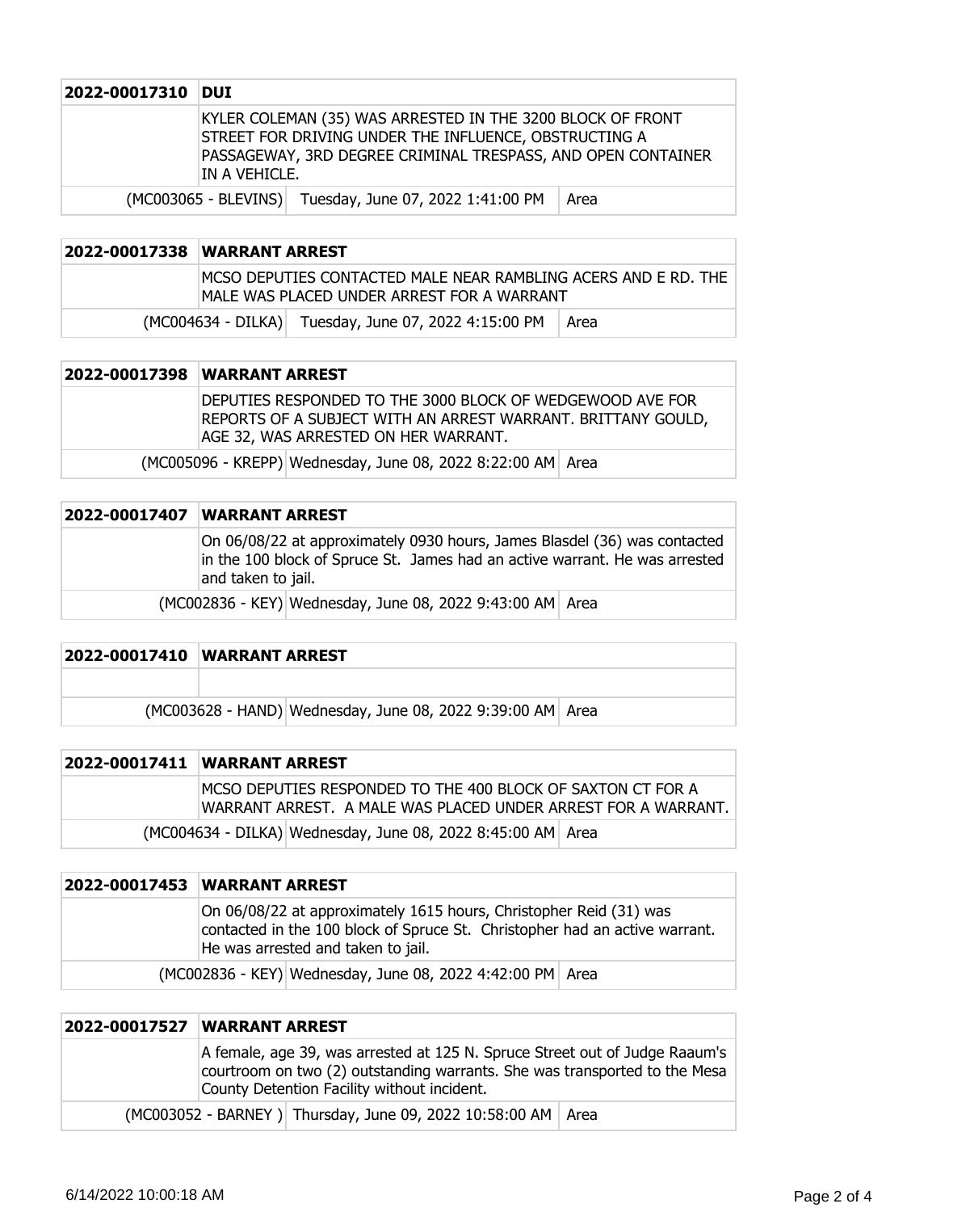| 2022-00017310 | DUI | |
|---|---|---|
| | KYLER COLEMAN (35) WAS ARRESTED IN THE 3200 BLOCK OF FRONT STREET FOR DRIVING UNDER THE INFLUENCE, OBSTRUCTING A PASSAGEWAY, 3RD DEGREE CRIMINAL TRESPASS, AND OPEN CONTAINER IN A VEHICLE. | |
| (MC003065 - BLEVINS) | Tuesday, June 07, 2022 1:41:00 PM | Area |

| 2022-00017338 | WARRANT ARREST | |
|---|---|---|
| | MCSO DEPUTIES CONTACTED MALE NEAR RAMBLING ACERS AND E RD. THE MALE WAS PLACED UNDER ARREST FOR A WARRANT | |
| (MC004634 - DILKA) | Tuesday, June 07, 2022 4:15:00 PM | Area |

| 2022-00017398 | WARRANT ARREST | |
|---|---|---|
| | DEPUTIES RESPONDED TO THE 3000 BLOCK OF WEDGEWOOD AVE FOR REPORTS OF A SUBJECT WITH AN ARREST WARRANT. BRITTANY GOULD, AGE 32, WAS ARRESTED ON HER WARRANT. | |
| (MC005096 - KREPP) | Wednesday, June 08, 2022 8:22:00 AM | Area |

| 2022-00017407 | WARRANT ARREST | |
|---|---|---|
| | On 06/08/22 at approximately 0930 hours, James Blasdel (36) was contacted in the 100 block of Spruce St. James had an active warrant. He was arrested and taken to jail. | |
| (MC002836 - KEY) | Wednesday, June 08, 2022 9:43:00 AM | Area |

| 2022-00017410 | WARRANT ARREST | |
|---|---|---|
| | | |
| (MC003628 - HAND) | Wednesday, June 08, 2022 9:39:00 AM | Area |

| 2022-00017411 | WARRANT ARREST | |
|---|---|---|
| | MCSO DEPUTIES RESPONDED TO THE 400 BLOCK OF SAXTON CT FOR A WARRANT ARREST. A MALE WAS PLACED UNDER ARREST FOR A WARRANT. | |
| (MC004634 - DILKA) | Wednesday, June 08, 2022 8:45:00 AM | Area |

| 2022-00017453 | WARRANT ARREST | |
|---|---|---|
| | On 06/08/22 at approximately 1615 hours, Christopher Reid (31) was contacted in the 100 block of Spruce St. Christopher had an active warrant. He was arrested and taken to jail. | |
| (MC002836 - KEY) | Wednesday, June 08, 2022 4:42:00 PM | Area |

| 2022-00017527 | WARRANT ARREST | |
|---|---|---|
| | A female, age 39, was arrested at 125 N. Spruce Street out of Judge Raaum's courtroom on two (2) outstanding warrants. She was transported to the Mesa County Detention Facility without incident. | |
| (MC003052 - BARNEY ) | Thursday, June 09, 2022 10:58:00 AM | Area |

6/14/2022 10:00:18 AM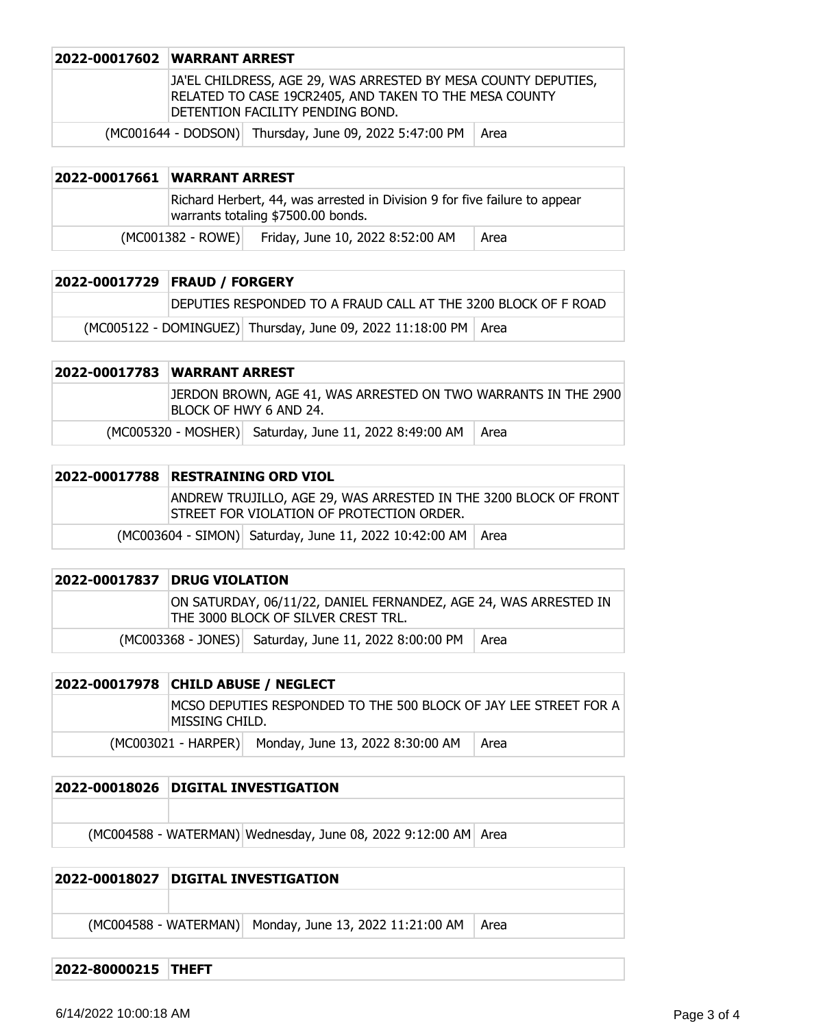| 2022-00017602 | WARRANT ARREST | |
|---|---|---|
| | JA'EL CHILDRESS, AGE 29, WAS ARRESTED BY MESA COUNTY DEPUTIES, RELATED TO CASE 19CR2405, AND TAKEN TO THE MESA COUNTY DETENTION FACILITY PENDING BOND. | |
| (MC001644 - DODSON) | Thursday, June 09, 2022 5:47:00 PM | Area |

| 2022-00017661 | WARRANT ARREST | |
|---|---|---|
| | Richard Herbert, 44, was arrested in Division 9 for five failure to appear warrants totaling $7500.00 bonds. | |
| (MC001382 - ROWE) | Friday, June 10, 2022 8:52:00 AM | Area |

| 2022-00017729 | FRAUD / FORGERY | |
|---|---|---|
| | DEPUTIES RESPONDED TO A FRAUD CALL AT THE 3200 BLOCK OF F ROAD | |
| (MC005122 - DOMINGUEZ) | Thursday, June 09, 2022 11:18:00 PM | Area |

| 2022-00017783 | WARRANT ARREST | |
|---|---|---|
| | JERDON BROWN, AGE 41, WAS ARRESTED ON TWO WARRANTS IN THE 2900 BLOCK OF HWY 6 AND 24. | |
| (MC005320 - MOSHER) | Saturday, June 11, 2022 8:49:00 AM | Area |

| 2022-00017788 | RESTRAINING ORD VIOL | |
|---|---|---|
| | ANDREW TRUJILLO, AGE 29, WAS ARRESTED IN THE 3200 BLOCK OF FRONT STREET FOR VIOLATION OF PROTECTION ORDER. | |
| (MC003604 - SIMON) | Saturday, June 11, 2022 10:42:00 AM | Area |

| 2022-00017837 | DRUG VIOLATION | |
|---|---|---|
| | ON SATURDAY, 06/11/22, DANIEL FERNANDEZ, AGE 24, WAS ARRESTED IN THE 3000 BLOCK OF SILVER CREST TRL. | |
| (MC003368 - JONES) | Saturday, June 11, 2022 8:00:00 PM | Area |

| 2022-00017978 | CHILD ABUSE / NEGLECT | |
|---|---|---|
| | MCSO DEPUTIES RESPONDED TO THE 500 BLOCK OF JAY LEE STREET FOR A MISSING CHILD. | |
| (MC003021 - HARPER) | Monday, June 13, 2022 8:30:00 AM | Area |

| 2022-00018026 | DIGITAL INVESTIGATION | |
|---|---|---|
| | | |
| (MC004588 - WATERMAN) | Wednesday, June 08, 2022 9:12:00 AM | Area |

| 2022-00018027 | DIGITAL INVESTIGATION | |
|---|---|---|
| | | |
| (MC004588 - WATERMAN) | Monday, June 13, 2022 11:21:00 AM | Area |

| 2022-80000215 | THEFT |
|---|---|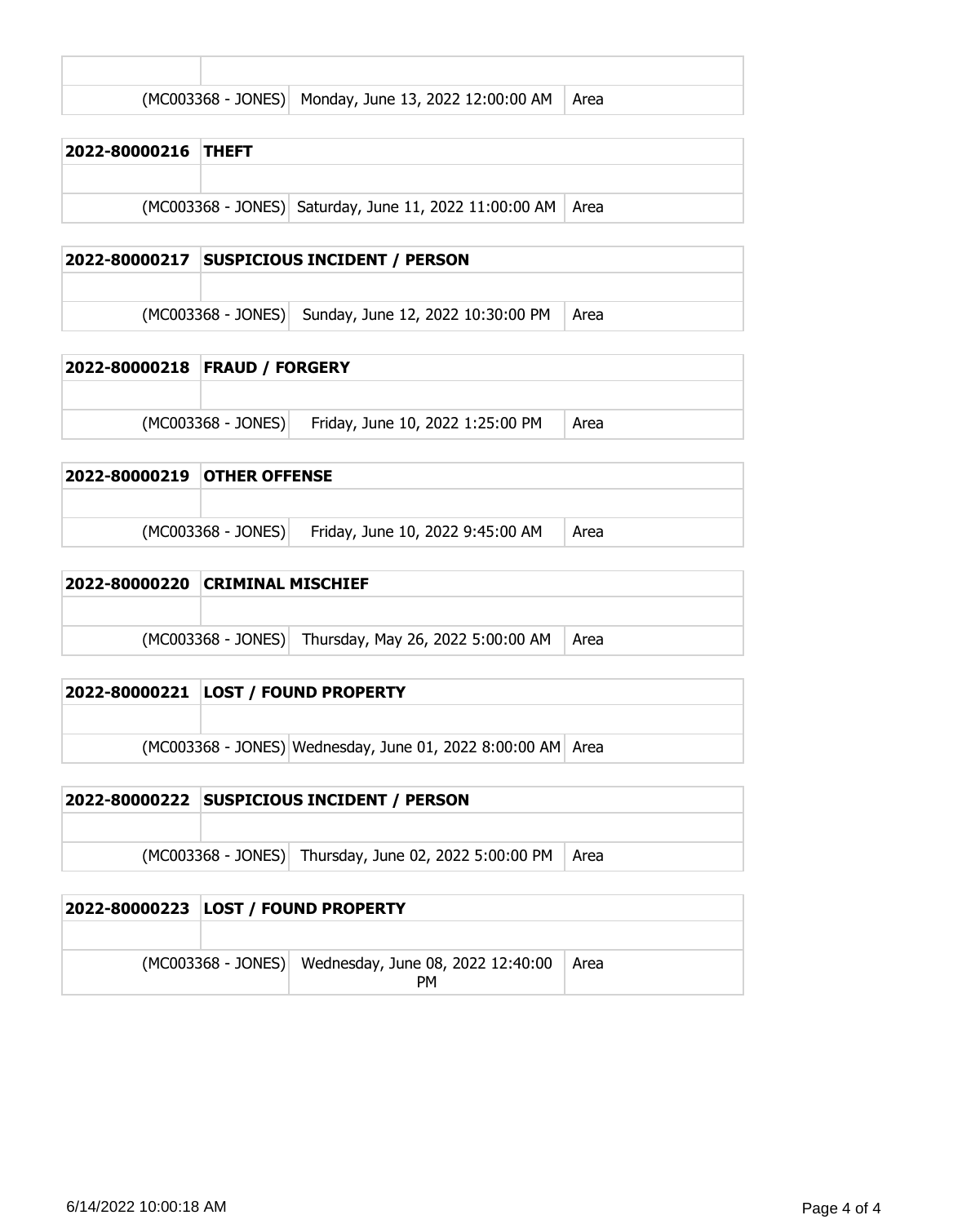| | | | |
|---|---|---|---|
| | | | |
| | (MC003368 - JONES) | Monday, June 13, 2022 12:00:00 AM | Area |

| 2022-80000216 | THEFT | | |
|---|---|---|---|
| | | | |
| | (MC003368 - JONES) | Saturday, June 11, 2022 11:00:00 AM | Area |

| 2022-80000217 | SUSPICIOUS INCIDENT / PERSON | | |
|---|---|---|---|
| | | | |
| | (MC003368 - JONES) | Sunday, June 12, 2022 10:30:00 PM | Area |

| 2022-80000218 | FRAUD / FORGERY | | |
|---|---|---|---|
| | | | |
| | (MC003368 - JONES) | Friday, June 10, 2022 1:25:00 PM | Area |

| 2022-80000219 | OTHER OFFENSE | | |
|---|---|---|---|
| | | | |
| | (MC003368 - JONES) | Friday, June 10, 2022 9:45:00 AM | Area |

| 2022-80000220 | CRIMINAL MISCHIEF | | |
|---|---|---|---|
| | | | |
| | (MC003368 - JONES) | Thursday, May 26, 2022 5:00:00 AM | Area |

| 2022-80000221 | LOST / FOUND PROPERTY | | |
|---|---|---|---|
| | | | |
| | (MC003368 - JONES) | Wednesday, June 01, 2022 8:00:00 AM | Area |

| 2022-80000222 | SUSPICIOUS INCIDENT / PERSON | | |
|---|---|---|---|
| | | | |
| | (MC003368 - JONES) | Thursday, June 02, 2022 5:00:00 PM | Area |

| 2022-80000223 | LOST / FOUND PROPERTY | | |
|---|---|---|---|
| | | | |
| | (MC003368 - JONES) | Wednesday, June 08, 2022 12:40:00 PM | Area |

6/14/2022 10:00:18 AM